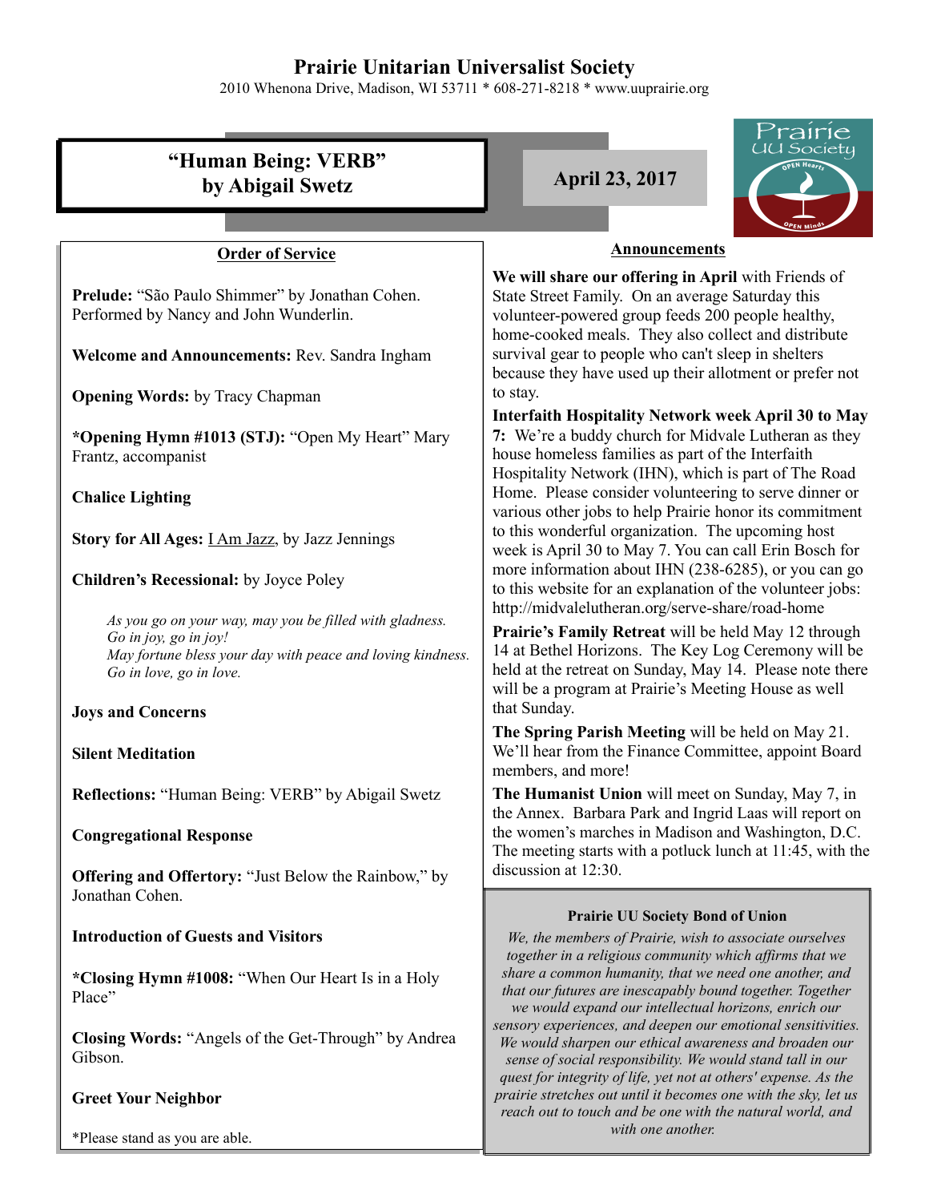# Prairie Unitarian Universalist Society

2010 Whenona Drive, Madison, WI 53711 * 608-271-8218 * www.uuprairie.org

## "Human Being: VERB" by Abigail Swetz

**April 23, 2017**

### Order of Service

**Prelude:** "São Paulo Shimmer" by Jonathan Cohen. Performed by Nancy and John Wunderlin.

**Welcome and Announcements:** Rev. Sandra Ingham

**Opening Words:** by Tracy Chapman

***Opening Hymn #1013 (STJ):** "Open My Heart" Mary Frantz, accompanist

**Chalice Lighting**

**Story for All Ages:** I Am Jazz, by Jazz Jennings

**Children's Recessional:** by Joyce Poley

> *As you go on your way, may you be filled with gladness.*
> *Go in joy, go in joy!*
> *May fortune bless your day with peace and loving kindness.*
> *Go in love, go in love.*

**Joys and Concerns**

**Silent Meditation**

**Reflections:** "Human Being: VERB" by Abigail Swetz

**Congregational Response**

**Offering and Offertory:** "Just Below the Rainbow," by Jonathan Cohen.

**Introduction of Guests and Visitors**

***Closing Hymn #1008:** "When Our Heart Is in a Holy Place"

**Closing Words:** "Angels of the Get-Through" by Andrea Gibson.

**Greet Your Neighbor**

*Please stand as you are able.

### Announcements

**We will share our offering in April** with Friends of State Street Family. On an average Saturday this volunteer-powered group feeds 200 people healthy, home-cooked meals. They also collect and distribute survival gear to people who can't sleep in shelters because they have used up their allotment or prefer not to stay.

**Interfaith Hospitality Network week April 30 to May 7:** We're a buddy church for Midvale Lutheran as they house homeless families as part of the Interfaith Hospitality Network (IHN), which is part of The Road Home. Please consider volunteering to serve dinner or various other jobs to help Prairie honor its commitment to this wonderful organization. The upcoming host week is April 30 to May 7. You can call Erin Bosch for more information about IHN (238-6285), or you can go to this website for an explanation of the volunteer jobs: http://midvalelutheran.org/serve-share/road-home

**Prairie's Family Retreat** will be held May 12 through 14 at Bethel Horizons. The Key Log Ceremony will be held at the retreat on Sunday, May 14. Please note there will be a program at Prairie's Meeting House as well that Sunday.

**The Spring Parish Meeting** will be held on May 21. We'll hear from the Finance Committee, appoint Board members, and more!

**The Humanist Union** will meet on Sunday, May 7, in the Annex. Barbara Park and Ingrid Laas will report on the women's marches in Madison and Washington, D.C. The meeting starts with a potluck lunch at 11:45, with the discussion at 12:30.

### Prairie UU Society Bond of Union

*We, the members of Prairie, wish to associate ourselves together in a religious community which affirms that we share a common humanity, that we need one another, and that our futures are inescapably bound together. Together we would expand our intellectual horizons, enrich our sensory experiences, and deepen our emotional sensitivities. We would sharpen our ethical awareness and broaden our sense of social responsibility. We would stand tall in our quest for integrity of life, yet not at others' expense. As the prairie stretches out until it becomes one with the sky, let us reach out to touch and be one with the natural world, and with one another.*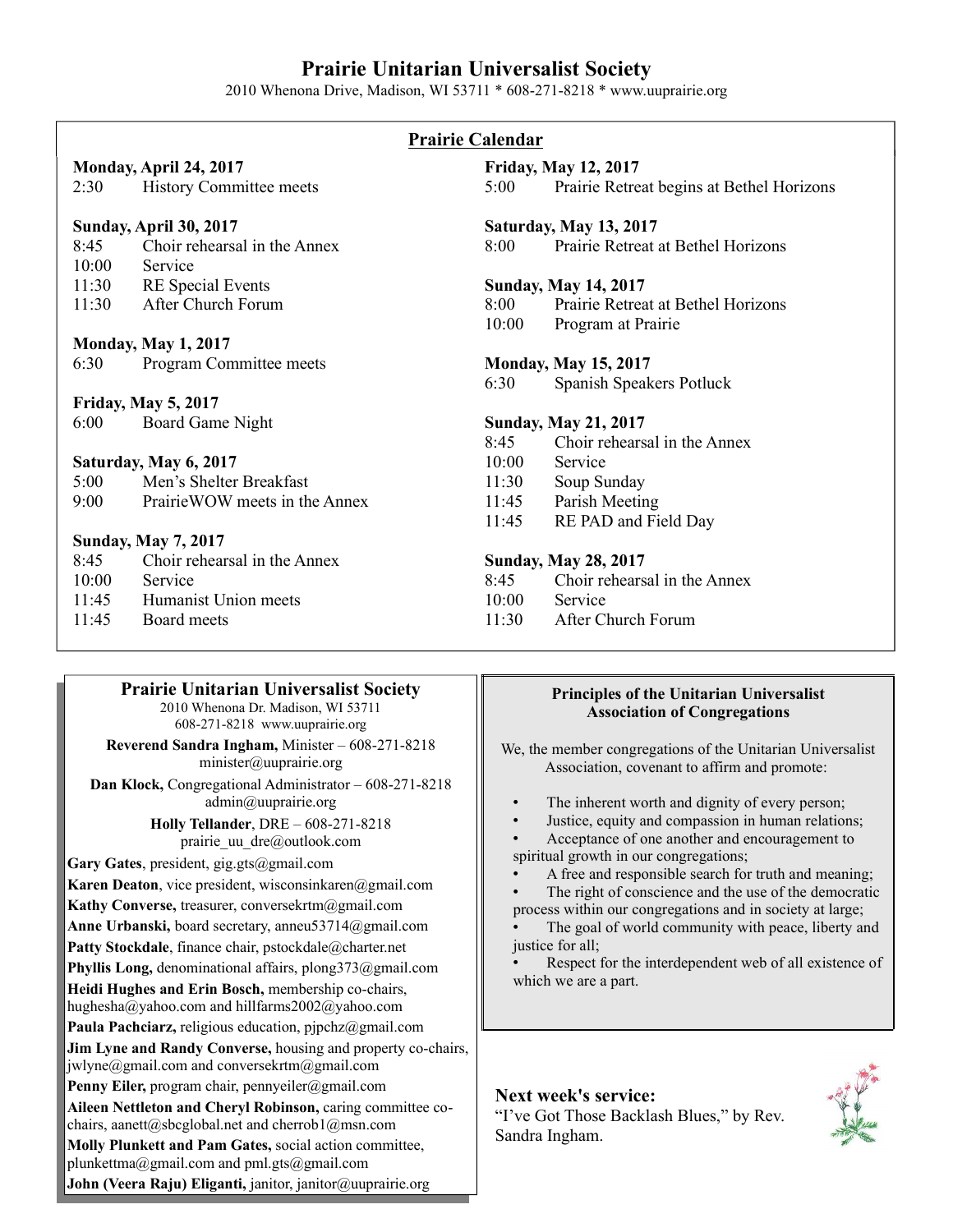# Prairie Unitarian Universalist Society

2010 Whenona Drive, Madison, WI 53711 * 608-271-8218 * www.uuprairie.org

## Prairie Calendar

**Monday, April 24, 2017**
2:30 History Committee meets

**Sunday, April 30, 2017**
8:45 Choir rehearsal in the Annex
10:00 Service
11:30 RE Special Events
11:30 After Church Forum

**Monday, May 1, 2017**
6:30 Program Committee meets

**Friday, May 5, 2017**
6:00 Board Game Night

**Saturday, May 6, 2017**
5:00 Men's Shelter Breakfast
9:00 PrairieWOW meets in the Annex

**Sunday, May 7, 2017**
8:45 Choir rehearsal in the Annex
10:00 Service
11:45 Humanist Union meets
11:45 Board meets

**Friday, May 12, 2017**
5:00 Prairie Retreat begins at Bethel Horizons

**Saturday, May 13, 2017**
8:00 Prairie Retreat at Bethel Horizons

**Sunday, May 14, 2017**
8:00 Prairie Retreat at Bethel Horizons
10:00 Program at Prairie

**Monday, May 15, 2017**
6:30 Spanish Speakers Potluck

**Sunday, May 21, 2017**
8:45 Choir rehearsal in the Annex
10:00 Service
11:30 Soup Sunday
11:45 Parish Meeting
11:45 RE PAD and Field Day

**Sunday, May 28, 2017**
8:45 Choir rehearsal in the Annex
10:00 Service
11:30 After Church Forum

### Prairie Unitarian Universalist Society

2010 Whenona Dr. Madison, WI 53711
608-271-8218 www.uuprairie.org

**Reverend Sandra Ingham,** Minister – 608-271-8218
minister@uuprairie.org

**Dan Klock,** Congregational Administrator – 608-271-8218
admin@uuprairie.org

**Holly Tellander**, DRE – 608-271-8218
prairie_uu_dre@outlook.com

**Gary Gates**, president, gig.gts@gmail.com
**Karen Deaton**, vice president, wisconsinkaren@gmail.com
**Kathy Converse,** treasurer, conversekrtm@gmail.com
**Anne Urbanski,** board secretary, anneu53714@gmail.com
**Patty Stockdale**, finance chair, pstockdale@charter.net
**Phyllis Long,** denominational affairs, plong373@gmail.com
**Heidi Hughes and Erin Bosch,** membership co-chairs, hughesha@yahoo.com and hillfarms2002@yahoo.com
**Paula Pachciarz,** religious education, pjpchz@gmail.com
**Jim Lyne and Randy Converse,** housing and property co-chairs, jwlyne@gmail.com and conversekrtm@gmail.com
**Penny Eiler,** program chair, pennyeiler@gmail.com
**Aileen Nettleton and Cheryl Robinson,** caring committee co-chairs, aanett@sbcglobal.net and cherrob1@msn.com
**Molly Plunkett and Pam Gates,** social action committee, plunkettma@gmail.com and pml.gts@gmail.com
**John (Veera Raju) Eliganti,** janitor, janitor@uuprairie.org

### Principles of the Unitarian Universalist Association of Congregations

We, the member congregations of the Unitarian Universalist Association, covenant to affirm and promote:

- The inherent worth and dignity of every person;
- Justice, equity and compassion in human relations;
- Acceptance of one another and encouragement to spiritual growth in our congregations;
- A free and responsible search for truth and meaning;
- The right of conscience and the use of the democratic process within our congregations and in society at large;
- The goal of world community with peace, liberty and justice for all;
- Respect for the interdependent web of all existence of which we are a part.

**Next week's service:**
"I've Got Those Backlash Blues," by Rev. Sandra Ingham.